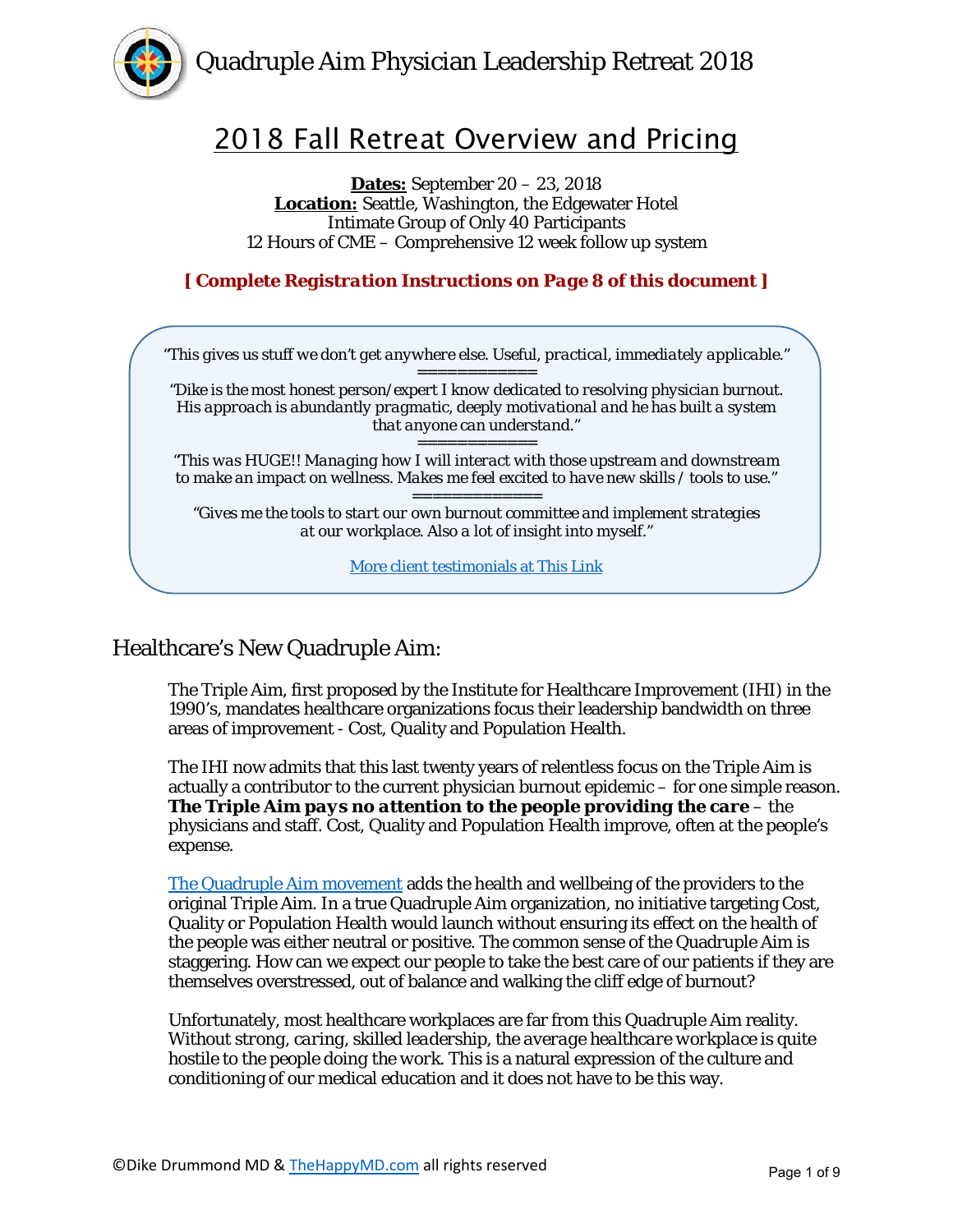# Quadruple Aim Physician Leadership Retreat 2018

## 2018 Fall Retreat Overview and Pricing

**Dates:** September 20 – 23, 2018
**Location:** Seattle, Washington, the Edgewater Hotel
Intimate Group of Only 40 Participants
12 Hours of CME – Comprehensive 12 week follow up system

**[ Complete Registration Instructions on Page 8 of this document ]**

*"This gives us stuff we don't get anywhere else. Useful, practical, immediately applicable."*

============

*"Dike is the most honest person/expert I know dedicated to resolving physician burnout. His approach is abundantly pragmatic, deeply motivational and he has built a system that anyone can understand."*

============

*"This was HUGE!! Managing how I will interact with those upstream and downstream to make an impact on wellness. Makes me feel excited to have new skills / tools to use."*

=============

*"Gives me the tools to start our own burnout committee and implement strategies at our workplace. Also a lot of insight into myself."*

More client testimonials at This Link

## Healthcare's New Quadruple Aim:

The Triple Aim, first proposed by the Institute for Healthcare Improvement (IHI) in the 1990's, mandates healthcare organizations focus their leadership bandwidth on three areas of improvement - Cost, Quality and Population Health.

The IHI now admits that this last twenty years of relentless focus on the Triple Aim is actually a contributor to the current physician burnout epidemic – for one simple reason. **The Triple Aim pays no attention to the people providing the care** – the physicians and staff. Cost, Quality and Population Health improve, often at the people's expense.

The Quadruple Aim movement adds the health and wellbeing of the providers to the original Triple Aim. In a true Quadruple Aim organization, no initiative targeting Cost, Quality or Population Health would launch without ensuring its effect on the health of the people was either neutral or positive. The common sense of the Quadruple Aim is staggering. How can we expect our people to take the best care of our patients if they are themselves overstressed, out of balance and walking the cliff edge of burnout?

Unfortunately, most healthcare workplaces are far from this Quadruple Aim reality. Without strong, caring, skilled leadership, the average healthcare workplace is quite hostile to the people doing the work. This is a natural expression of the culture and conditioning of our medical education and it does not have to be this way.

©Dike Drummond MD & TheHappyMD.com all rights reserved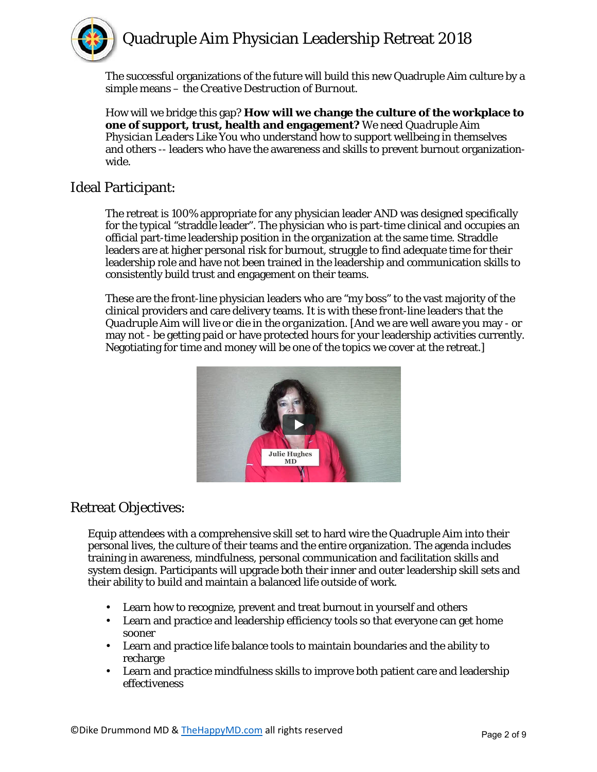The successful organizations of the future will build this new Quadruple Aim culture by a simple means – the *Creative Destruction of Burnout*.

How will we bridge this gap? **How will we change the culture of the workplace to one of support, trust, health and engagement?** We need *Quadruple Aim Physician Leaders Like You* who understand how to support wellbeing in themselves and others -- leaders who have the awareness and skills to prevent burnout organization-wide.

## Ideal Participant:

The retreat is 100% appropriate for any physician leader AND was designed specifically for the typical "straddle leader". The physician who is part-time clinical and occupies an official part-time leadership position in the organization at the same time. Straddle leaders are at higher personal risk for burnout, struggle to find adequate time for their leadership role and have not been trained in the leadership and communication skills to consistently build trust and engagement on their teams.

These are the front-line physician leaders who are "my boss" to the vast majority of the clinical providers and care delivery teams. *It is with these front-line leaders that the Quadruple Aim will live or die in the organization.* [And we are well aware you may - or may not - be getting paid or have protected hours for your leadership activities currently. Negotiating for time and money will be one of the topics we cover at the retreat.]

## Retreat Objectives:

Equip attendees with a comprehensive skill set to hard wire the Quadruple Aim into their personal lives, the culture of their teams and the entire organization. The agenda includes training in awareness, mindfulness, personal communication and facilitation skills and system design. Participants will upgrade both their inner and outer leadership skill sets and their ability to build and maintain a balanced life outside of work.

- Learn how to recognize, prevent and treat burnout in yourself and others
- Learn and practice and leadership efficiency tools so that everyone can get home sooner
- Learn and practice life balance tools to maintain boundaries and the ability to recharge
- Learn and practice mindfulness skills to improve both patient care and leadership effectiveness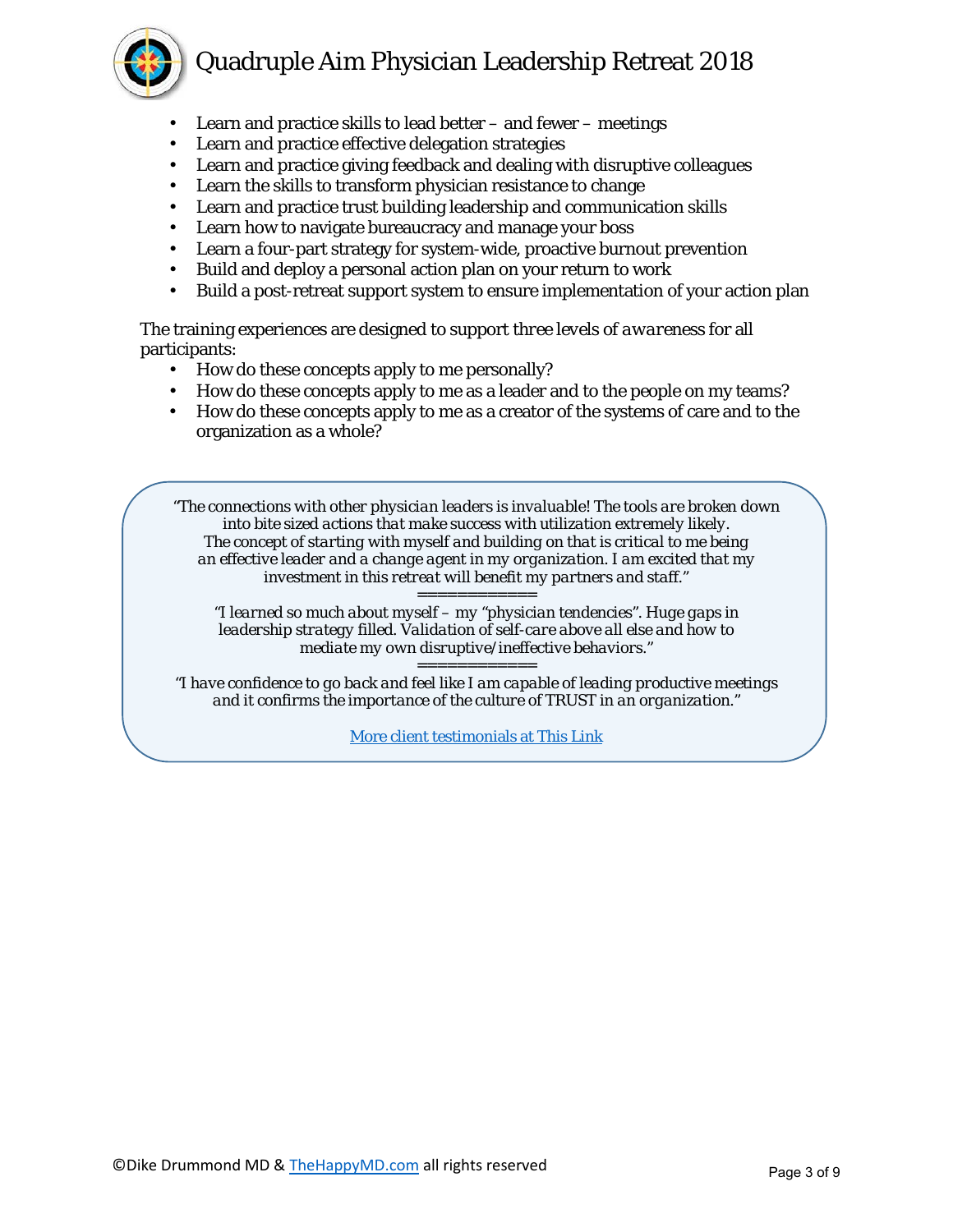- Learn and practice skills to lead better – and fewer – meetings
- Learn and practice effective delegation strategies
- Learn and practice giving feedback and dealing with disruptive colleagues
- Learn the skills to transform physician resistance to change
- Learn and practice trust building leadership and communication skills
- Learn how to navigate bureaucracy and manage your boss
- Learn a four-part strategy for system-wide, proactive burnout prevention
- Build and deploy a personal action plan on your return to work
- Build a post-retreat support system to ensure implementation of your action plan

The training experiences are designed to support *three levels of awareness* for all participants:

- How do these concepts apply to me personally?
- How do these concepts apply to me as a leader and to the people on my teams?
- How do these concepts apply to me as a creator of the systems of care and to the organization as a whole?

*"The connections with other physician leaders is invaluable! The tools are broken down into bite sized actions that make success with utilization extremely likely. The concept of starting with myself and building on that is critical to me being an effective leader and a change agent in my organization. I am excited that my investment in this retreat will benefit my partners and staff."*

============

*"I learned so much about myself – my "physician tendencies". Huge gaps in leadership strategy filled. Validation of self-care above all else and how to mediate my own disruptive/ineffective behaviors."*

============

*"I have confidence to go back and feel like I am capable of leading productive meetings and it confirms the importance of the culture of TRUST in an organization."*

More client testimonials at This Link

©Dike Drummond MD & TheHappyMD.com all rights reserved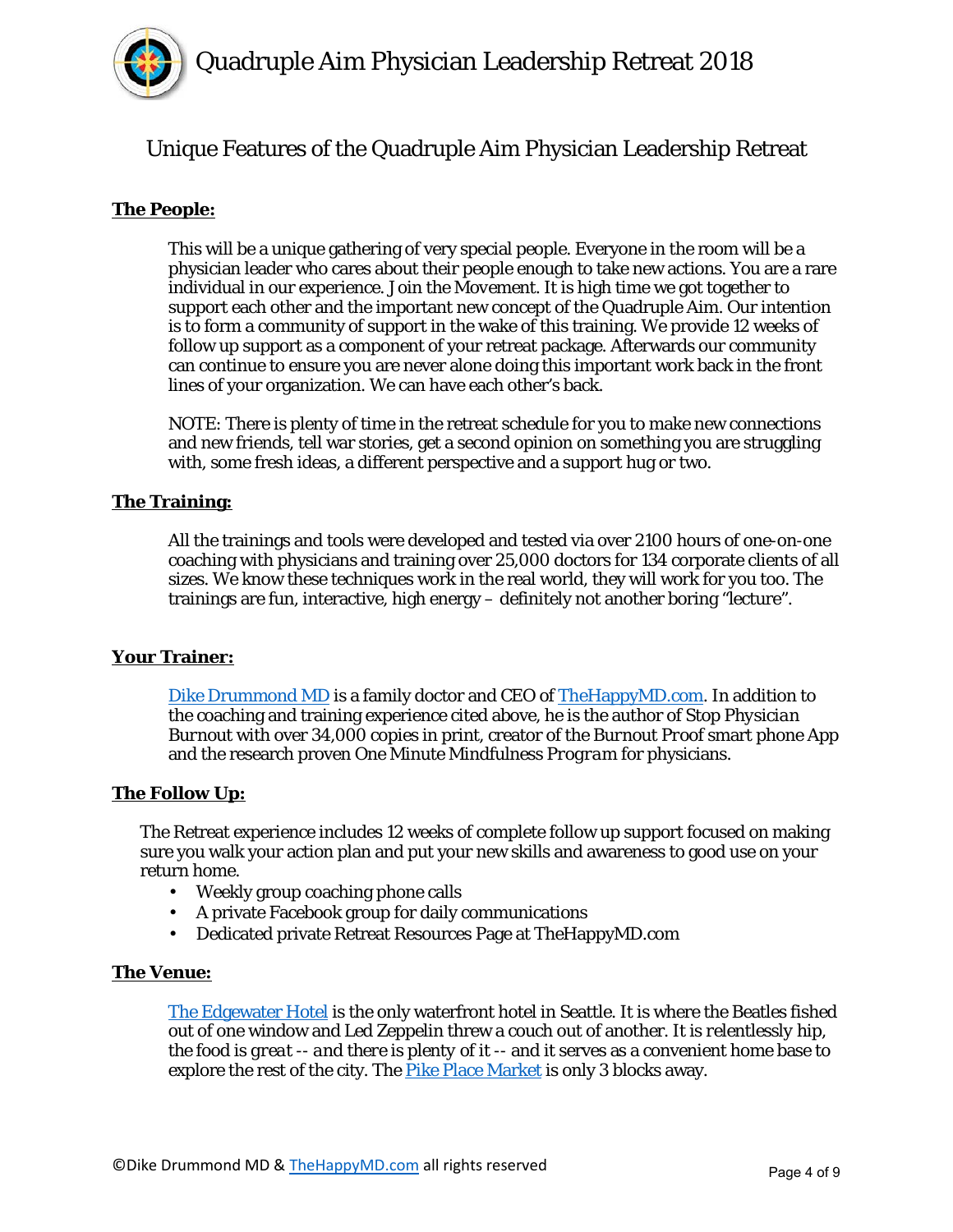## Unique Features of the Quadruple Aim Physician Leadership Retreat

**The People:**

This will be a unique gathering of very special people. Everyone in the room will be a physician leader who cares about their people enough to take new actions. You are a rare individual in our experience. Join the Movement. It is high time we got together to support each other and the important new concept of the Quadruple Aim. Our intention is to form a community of support in the wake of this training. We provide 12 weeks of follow up support as a component of your retreat package. Afterwards our community can continue to ensure you are never alone doing this important work back in the front lines of your organization. We can have each other's back.

NOTE: There is plenty of time in the retreat schedule for you to make new connections and new friends, tell war stories, get a second opinion on something you are struggling with, some fresh ideas, a different perspective and a support hug or two.

**The Training:**

All the trainings and tools were developed and tested via over 2100 hours of one-on-one coaching with physicians and training over 25,000 doctors for 134 corporate clients of all sizes. We know these techniques work in the real world, they will work for you too. The trainings are fun, interactive, high energy – definitely not another boring "lecture".

**Your Trainer:**

[Dike Drummond MD] is a family doctor and CEO of [TheHappyMD.com]. In addition to the coaching and training experience cited above, he is the author of Stop *Physician* Burnout with over 34,000 copies in print, creator of the Burnout Proof smart phone App and the research proven One Minute Mindfulness *Program* for physicians.

**The Follow Up:**

The Retreat experience includes 12 weeks of complete follow up support focused on making sure you walk your action plan and put your new skills and awareness to good use on your return home.

- Weekly group coaching phone calls
- A private Facebook group for daily communications
- Dedicated private Retreat Resources Page at TheHappyMD.com

**The Venue:**

[The Edgewater Hotel] is the only waterfront hotel in Seattle. It is where the Beatles fished out of one window and Led Zeppelin threw a couch out of another. It is relentlessly hip, the food is *great* -- and there is plenty of it -- and it serves as a convenient home base to explore the rest of the city. The [Pike Place Market] is only 3 blocks away.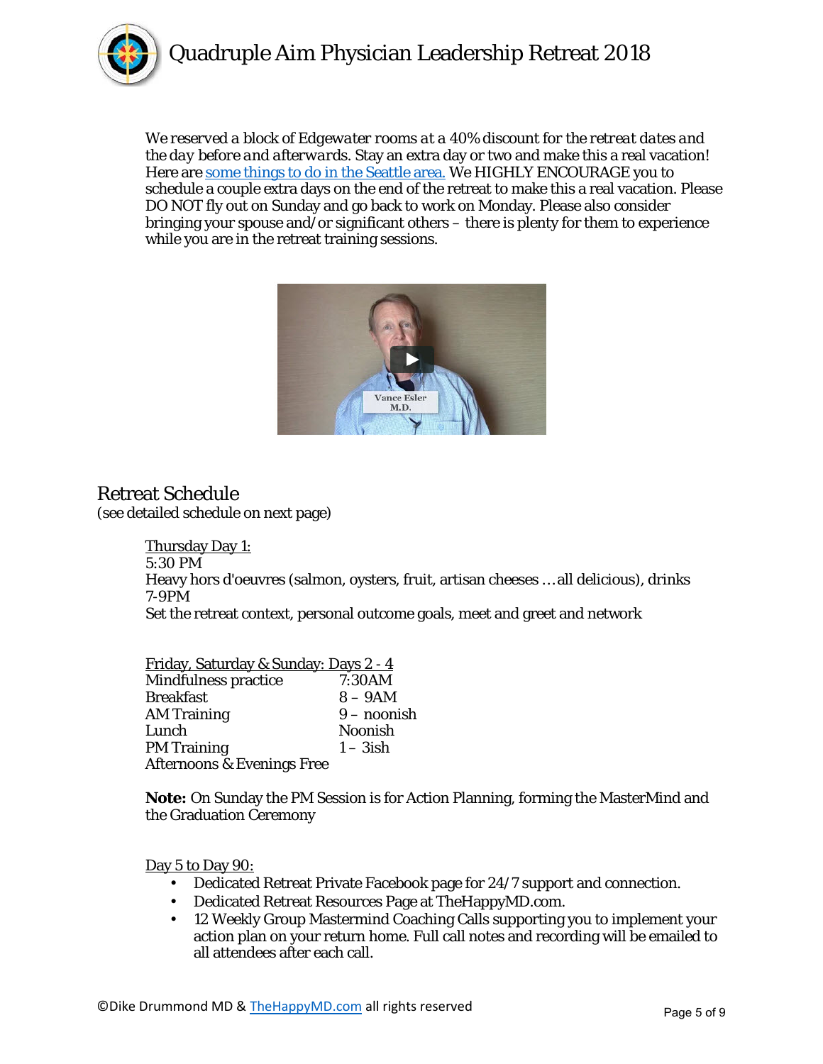We reserved a block of Edgewater rooms at a 40% discount for the retreat dates and the day before and afterwards. Stay an extra day or two and make this a real vacation! Here are [some things to do in the Seattle area.](#) We HIGHLY ENCOURAGE you to schedule a couple extra days on the end of the retreat to make this a real vacation. Please DO NOT fly out on Sunday and go back to work on Monday. Please also consider bringing your spouse and/or significant others – there is plenty for them to experience while you are in the retreat training sessions.

## Retreat Schedule

(see detailed schedule on next page)

Thursday Day 1:

5:30 PM

Heavy hors d'oeuvres (salmon, oysters, fruit, artisan cheeses … all delicious), drinks

7-9PM

Set the retreat context, personal outcome goals, meet and greet and network

Friday, Saturday & Sunday: Days 2 - 4

| | |
|---|---|
| Mindfulness practice | 7:30AM |
| Breakfast | 8 – 9AM |
| AM Training | 9 – noonish |
| Lunch | Noonish |
| PM Training | 1 – 3ish |
| Afternoons & Evenings Free | |

**Note:** On Sunday the PM Session is for Action Planning, forming the MasterMind and the Graduation Ceremony

Day 5 to Day 90:

- Dedicated Retreat Private Facebook page for 24/7 support and connection.
- Dedicated Retreat Resources Page at TheHappyMD.com.
- 12 Weekly Group Mastermind Coaching Calls supporting you to implement your action plan on your return home. Full call notes and recording will be emailed to all attendees after each call.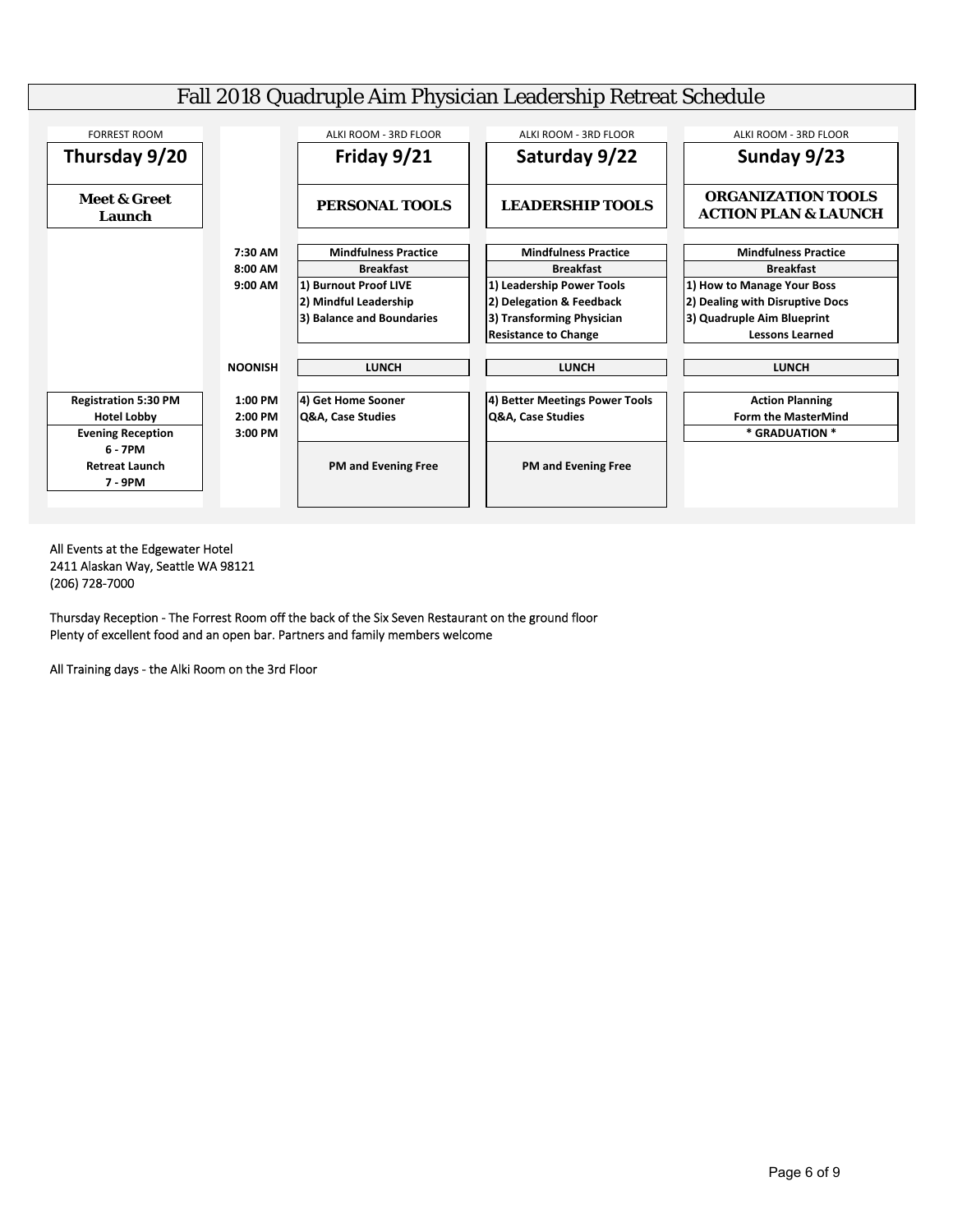# Fall 2018 Quadruple Aim Physician Leadership Retreat Schedule

| FORREST ROOM | | ALKI ROOM - 3RD FLOOR | ALKI ROOM - 3RD FLOOR | ALKI ROOM - 3RD FLOOR |
|---|---|---|---|---|
| **Thursday 9/20** | | **Friday 9/21** | **Saturday 9/22** | **Sunday 9/23** |
| **Meet & Greet Launch** | | **PERSONAL TOOLS** | **LEADERSHIP TOOLS** | **ORGANIZATION TOOLS ACTION PLAN & LAUNCH** |
| | **7:30 AM** | **Mindfulness Practice** | **Mindfulness Practice** | **Mindfulness Practice** |
| | **8:00 AM** | **Breakfast** | **Breakfast** | **Breakfast** |
| | **9:00 AM** | **1) Burnout Proof LIVE** | **1) Leadership Power Tools** | **1) How to Manage Your Boss** |
| | | **2) Mindful Leadership** | **2) Delegation & Feedback** | **2) Dealing with Disruptive Docs** |
| | | **3) Balance and Boundaries** | **3) Transforming Physician Resistance to Change** | **3) Quadruple Aim Blueprint Lessons Learned** |
| | **NOONISH** | **LUNCH** | **LUNCH** | **LUNCH** |
| **Registration 5:30 PM** | **1:00 PM** | **4) Get Home Sooner** | **4) Better Meetings Power Tools** | **Action Planning** |
| **Hotel Lobby** | **2:00 PM** | **Q&A, Case Studies** | **Q&A, Case Studies** | **Form the MasterMind** |
| **Evening Reception 6 - 7PM** | **3:00 PM** | | | *** GRADUATION *** |
| **Retreat Launch 7 - 9PM** | | **PM and Evening Free** | **PM and Evening Free** | |

All Events at the Edgewater Hotel
2411 Alaskan Way, Seattle WA 98121
(206) 728-7000

Thursday Reception - The Forrest Room off the back of the Six Seven Restaurant on the ground floor
Plenty of excellent food and an open bar. Partners and family members welcome

All Training days - the Alki Room on the 3rd Floor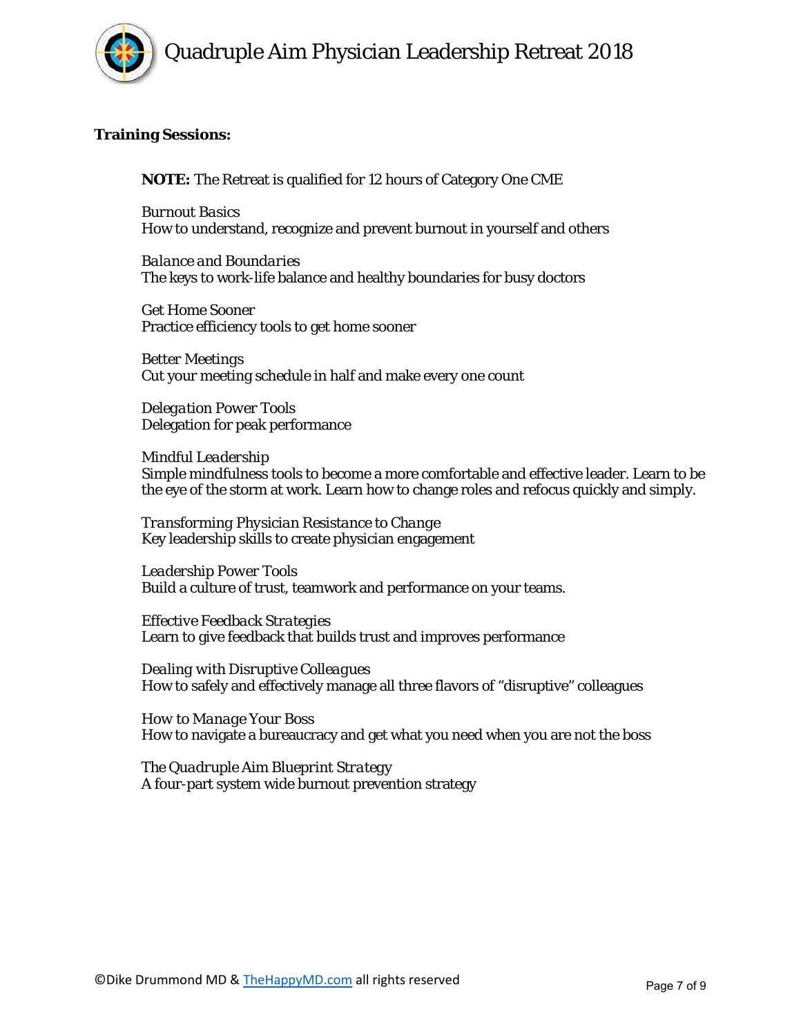**Training Sessions:**

**NOTE:** The Retreat is qualified for 12 hours of Category One CME

*Burnout Basics*
How to understand, recognize and prevent burnout in yourself and others

*Balance and Boundaries*
The keys to work-life balance and healthy boundaries for busy doctors

*Get Home Sooner*
Practice efficiency tools to get home sooner

*Better Meetings*
Cut your meeting schedule in half and make every one count

*Delegation Power Tools*
Delegation for peak performance

*Mindful Leadership*
Simple mindfulness tools to become a more comfortable and effective leader. Learn to be the eye of the storm at work. Learn how to change roles and refocus quickly and simply.

*Transforming Physician Resistance to Change*
Key leadership skills to create physician engagement

*Leadership Power Tools*
Build a culture of trust, teamwork and performance on your teams.

*Effective Feedback Strategies*
Learn to give feedback that builds trust and improves performance

*Dealing with Disruptive Colleagues*
How to safely and effectively manage all three flavors of "disruptive" colleagues

*How to Manage Your Boss*
How to navigate a bureaucracy and get what you need when you are not the boss

*The Quadruple Aim Blueprint Strategy*
A four-part system wide burnout prevention strategy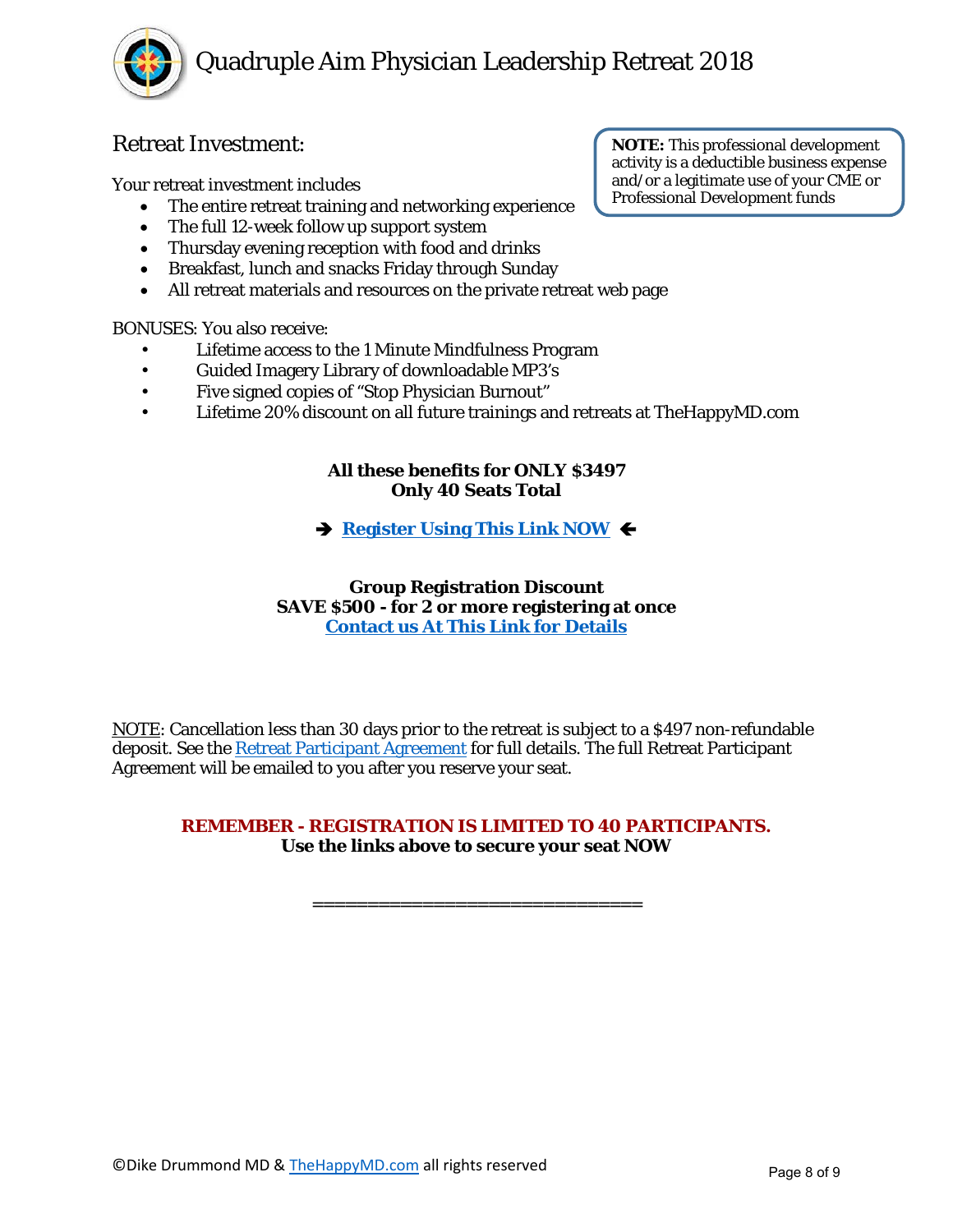## Retreat Investment:

> **NOTE:** This professional development activity is a deductible business expense and/or a legitimate use of your CME or Professional Development funds

Your retreat investment includes

- The entire retreat training and networking experience
- The full 12-week follow up support system
- Thursday evening reception with food and drinks
- Breakfast, lunch and snacks Friday through Sunday
- All retreat materials and resources on the private retreat web page

BONUSES: You also receive:

- Lifetime access to the 1 Minute Mindfulness Program
- Guided Imagery Library of downloadable MP3's
- Five signed copies of "Stop Physician Burnout"
- Lifetime 20% discount on all future trainings and retreats at TheHappyMD.com

**All these benefits for ONLY $3497**
**Only 40 Seats Total**

➔ **Register Using This Link NOW** ➔

**Group Registration Discount**
**SAVE $500 - for 2 or more registering at once**
**Contact us At This Link for Details**

NOTE: Cancellation less than 30 days prior to the retreat is subject to a $497 non-refundable deposit. See the Retreat Participant Agreement for full details. The full Retreat Participant Agreement will be emailed to you after you reserve your seat.

**REMEMBER - REGISTRATION IS LIMITED TO 40 PARTICIPANTS.**
**Use the links above to secure your seat NOW**

==============================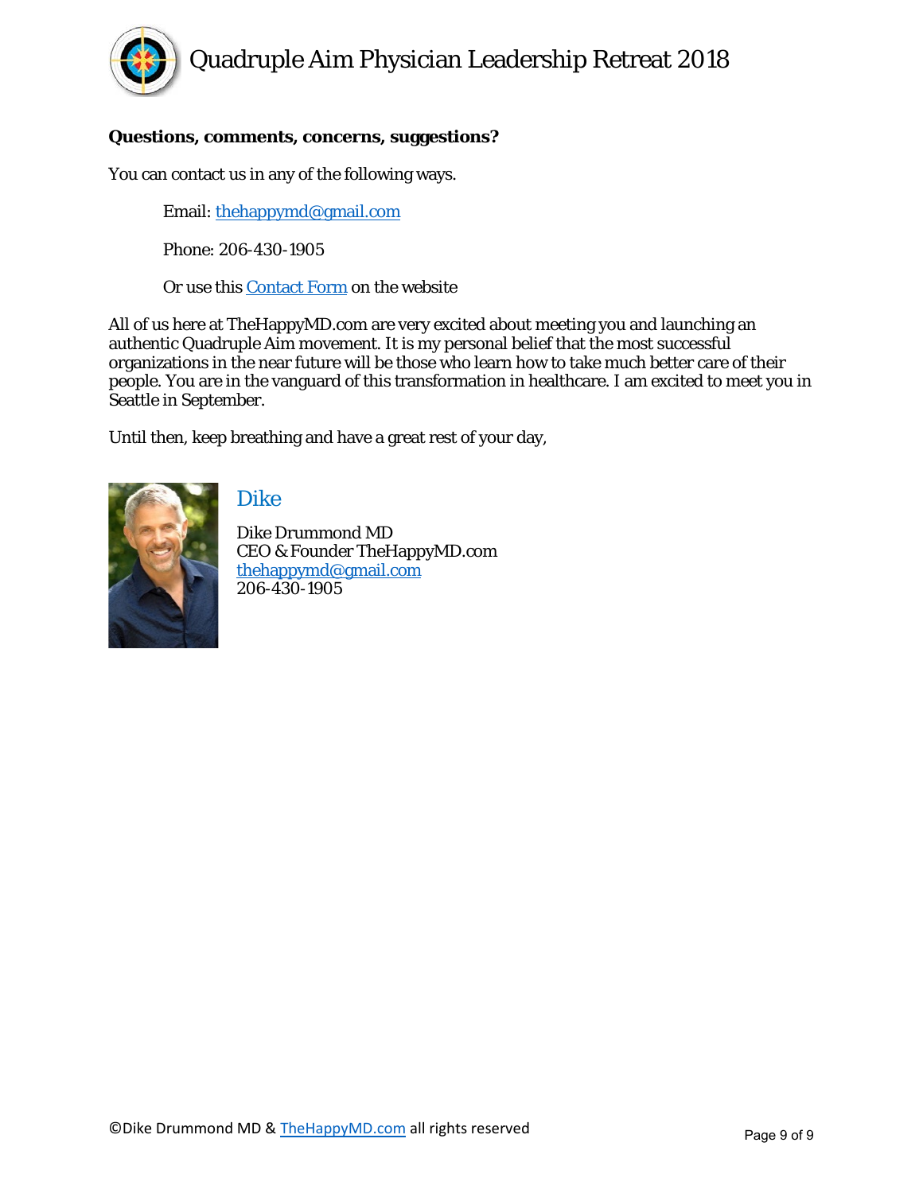**Questions, comments, concerns, suggestions?**

You can contact us in any of the following ways.

Email: thehappymd@gmail.com

Phone: 206-430-1905

Or use this Contact Form on the website

All of us here at TheHappyMD.com are very excited about meeting you and launching an authentic Quadruple Aim movement. It is my personal belief that the most successful organizations in the near future will be those who learn how to take much better care of their people. You are in the vanguard of this transformation in healthcare. I am excited to meet you in Seattle in September.

Until then, keep breathing and have a great rest of your day,

Dike

Dike Drummond MD
CEO & Founder TheHappyMD.com
thehappymd@gmail.com
206-430-1905